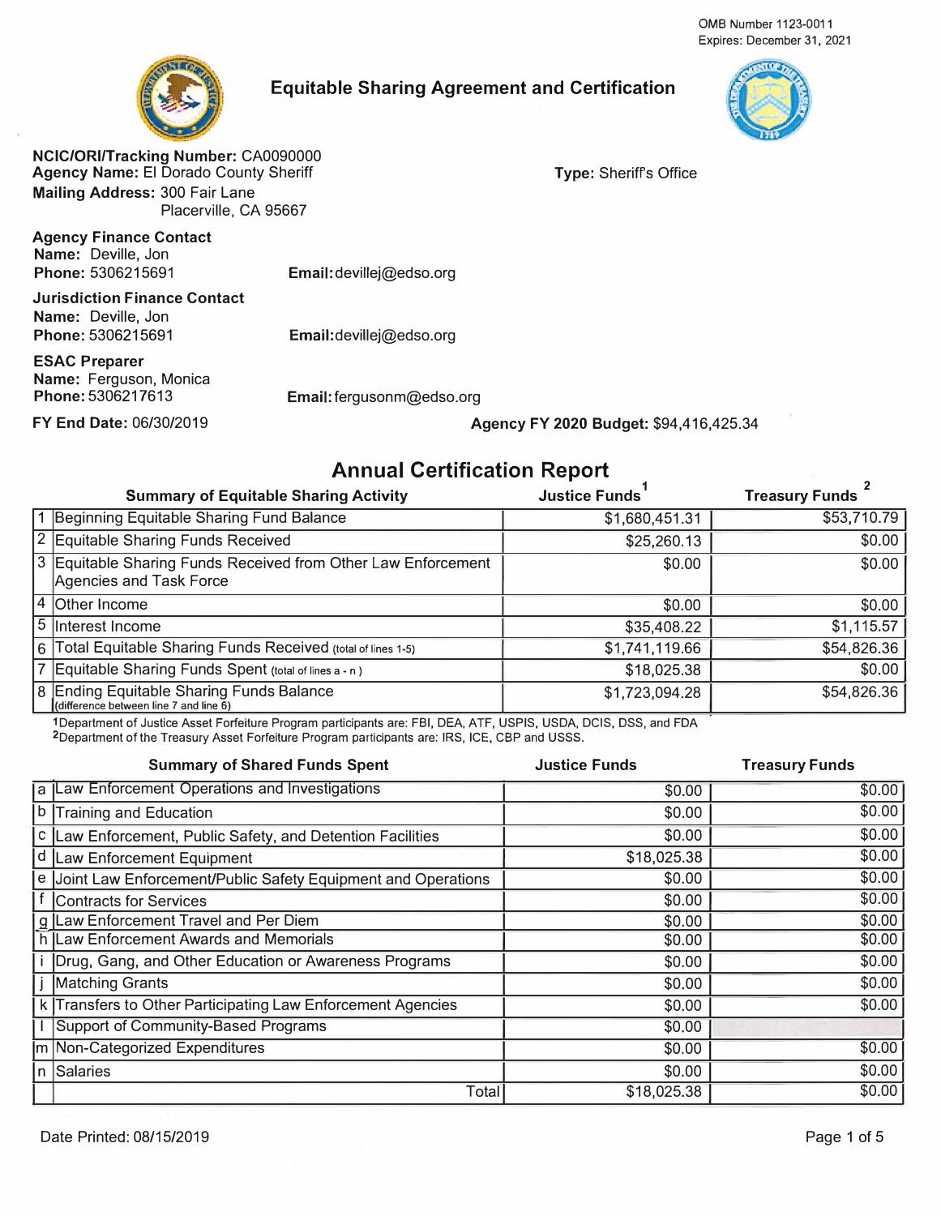OMB Number 1123-0011
Expires: December 31, 2021

# Equitable Sharing Agreement and Certification

**NCIC/ORI/Tracking Number:** CA0090000
**Agency Name:** El Dorado County Sheriff
**Type:** Sheriff's Office
**Mailing Address:** 300 Fair Lane
Placerville, CA 95667

**Agency Finance Contact**
**Name:** Deville, Jon
**Phone:** 5306215691
**Email:** devillej@edso.org

**Jurisdiction Finance Contact**
**Name:** Deville, Jon
**Phone:** 5306215691
**Email:** devillej@edso.org

**ESAC Preparer**
**Name:** Ferguson, Monica
**Phone:** 5306217613
**Email:** fergusonm@edso.org

**FY End Date:** 06/30/2019
**Agency FY 2020 Budget:** $94,416,425.34

## Annual Certification Report

| | Summary of Equitable Sharing Activity | Justice Funds[1] | Treasury Funds[2] |
|---|---|---|---|
| 1 | Beginning Equitable Sharing Fund Balance | $1,680,451.31 | $53,710.79 |
| 2 | Equitable Sharing Funds Received | $25,260.13 | $0.00 |
| 3 | Equitable Sharing Funds Received from Other Law Enforcement Agencies and Task Force | $0.00 | $0.00 |
| 4 | Other Income | $0.00 | $0.00 |
| 5 | Interest Income | $35,408.22 | $1,115.57 |
| 6 | Total Equitable Sharing Funds Received (total of lines 1-5) | $1,741,119.66 | $54,826.36 |
| 7 | Equitable Sharing Funds Spent (total of lines a - n) | $18,025.38 | $0.00 |
| 8 | Ending Equitable Sharing Funds Balance (difference between line 7 and line 6) | $1,723,094.28 | $54,826.36 |

[1]Department of Justice Asset Forfeiture Program participants are: FBI, DEA, ATF, USPIS, USDA, DCIS, DSS, and FDA
[2]Department of the Treasury Asset Forfeiture Program participants are: IRS, ICE, CBP and USSS.

| | Summary of Shared Funds Spent | Justice Funds | Treasury Funds |
|---|---|---|---|
| a | Law Enforcement Operations and Investigations | $0.00 | $0.00 |
| b | Training and Education | $0.00 | $0.00 |
| c | Law Enforcement, Public Safety, and Detention Facilities | $0.00 | $0.00 |
| d | Law Enforcement Equipment | $18,025.38 | $0.00 |
| e | Joint Law Enforcement/Public Safety Equipment and Operations | $0.00 | $0.00 |
| f | Contracts for Services | $0.00 | $0.00 |
| g | Law Enforcement Travel and Per Diem | $0.00 | $0.00 |
| h | Law Enforcement Awards and Memorials | $0.00 | $0.00 |
| i | Drug, Gang, and Other Education or Awareness Programs | $0.00 | $0.00 |
| j | Matching Grants | $0.00 | $0.00 |
| k | Transfers to Other Participating Law Enforcement Agencies | $0.00 | $0.00 |
| l | Support of Community-Based Programs | $0.00 | |
| m | Non-Categorized Expenditures | $0.00 | $0.00 |
| n | Salaries | $0.00 | $0.00 |
| | Total | $18,025.38 | $0.00 |

Date Printed: 08/15/2019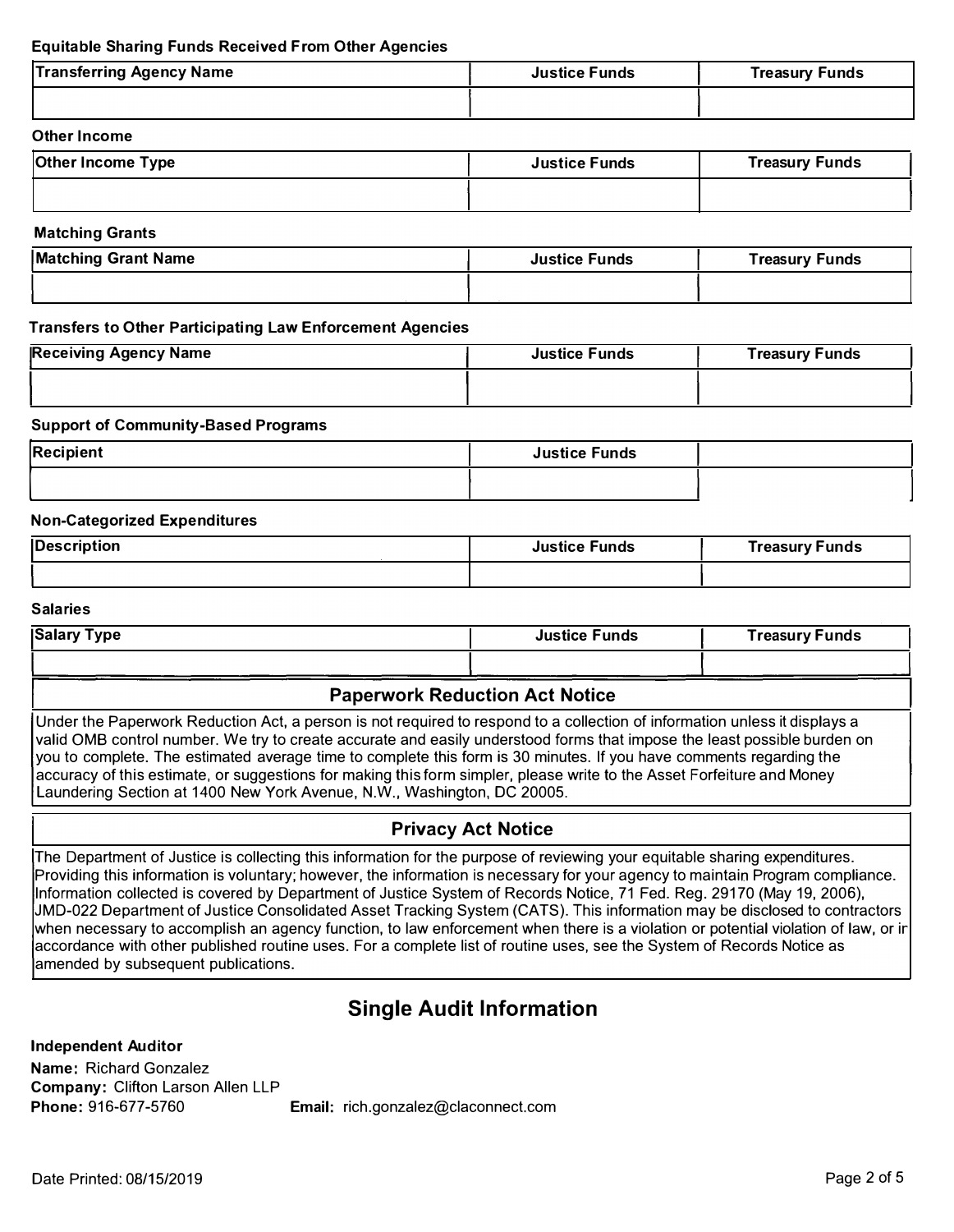### Equitable Sharing Funds Received From Other Agencies

| Transferring Agency Name | Justice Funds | Treasury Funds |
|---|---|---|
| | | |

### Other Income

| Other Income Type | Justice Funds | Treasury Funds |
|---|---|---|
| | | |

### Matching Grants

| Matching Grant Name | Justice Funds | Treasury Funds |
|---|---|---|
| | | |

### Transfers to Other Participating Law Enforcement Agencies

| Receiving Agency Name | Justice Funds | Treasury Funds |
|---|---|---|
| | | |

### Support of Community-Based Programs

| Recipient | Justice Funds |
|---|---|
| | |

### Non-Categorized Expenditures

| Description | Justice Funds | Treasury Funds |
|---|---|---|
| | | |

### Salaries

| Salary Type | Justice Funds | Treasury Funds |
|---|---|---|
| | | |

## Paperwork Reduction Act Notice

Under the Paperwork Reduction Act, a person is not required to respond to a collection of information unless it displays a valid OMB control number. We try to create accurate and easily understood forms that impose the least possible burden on you to complete. The estimated average time to complete this form is 30 minutes. If you have comments regarding the accuracy of this estimate, or suggestions for making this form simpler, please write to the Asset Forfeiture and Money Laundering Section at 1400 New York Avenue, N.W., Washington, DC 20005.

## Privacy Act Notice

The Department of Justice is collecting this information for the purpose of reviewing your equitable sharing expenditures. Providing this information is voluntary; however, the information is necessary for your agency to maintain Program compliance. Information collected is covered by Department of Justice System of Records Notice, 71 Fed. Reg. 29170 (May 19, 2006), JMD-022 Department of Justice Consolidated Asset Tracking System (CATS). This information may be disclosed to contractors when necessary to accomplish an agency function, to law enforcement when there is a violation or potential violation of law, or in accordance with other published routine uses. For a complete list of routine uses, see the System of Records Notice as amended by subsequent publications.

## Single Audit Information

**Independent Auditor**

**Name:** Richard Gonzalez
**Company:** Clifton Larson Allen LLP
**Phone:** 916-677-5760 **Email:** rich.gonzalez@claconnect.com

Date Printed: 08/15/2019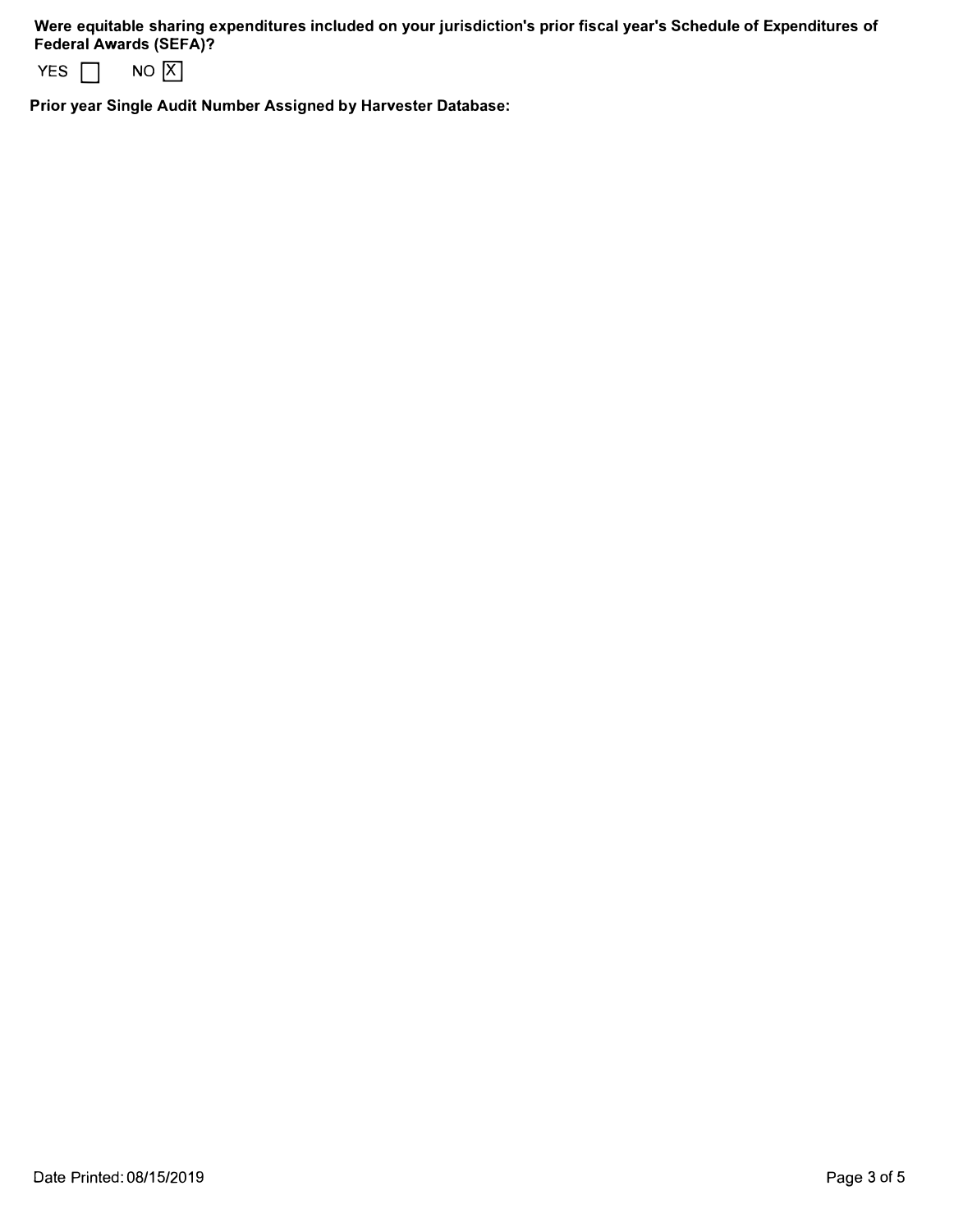**Were equitable sharing expenditures included on your jurisdiction's prior fiscal year's Schedule of Expenditures of Federal Awards (SEFA)?**

YES [ ] NO [X]

**Prior year Single Audit Number Assigned by Harvester Database:**

Date Printed: 08/15/2019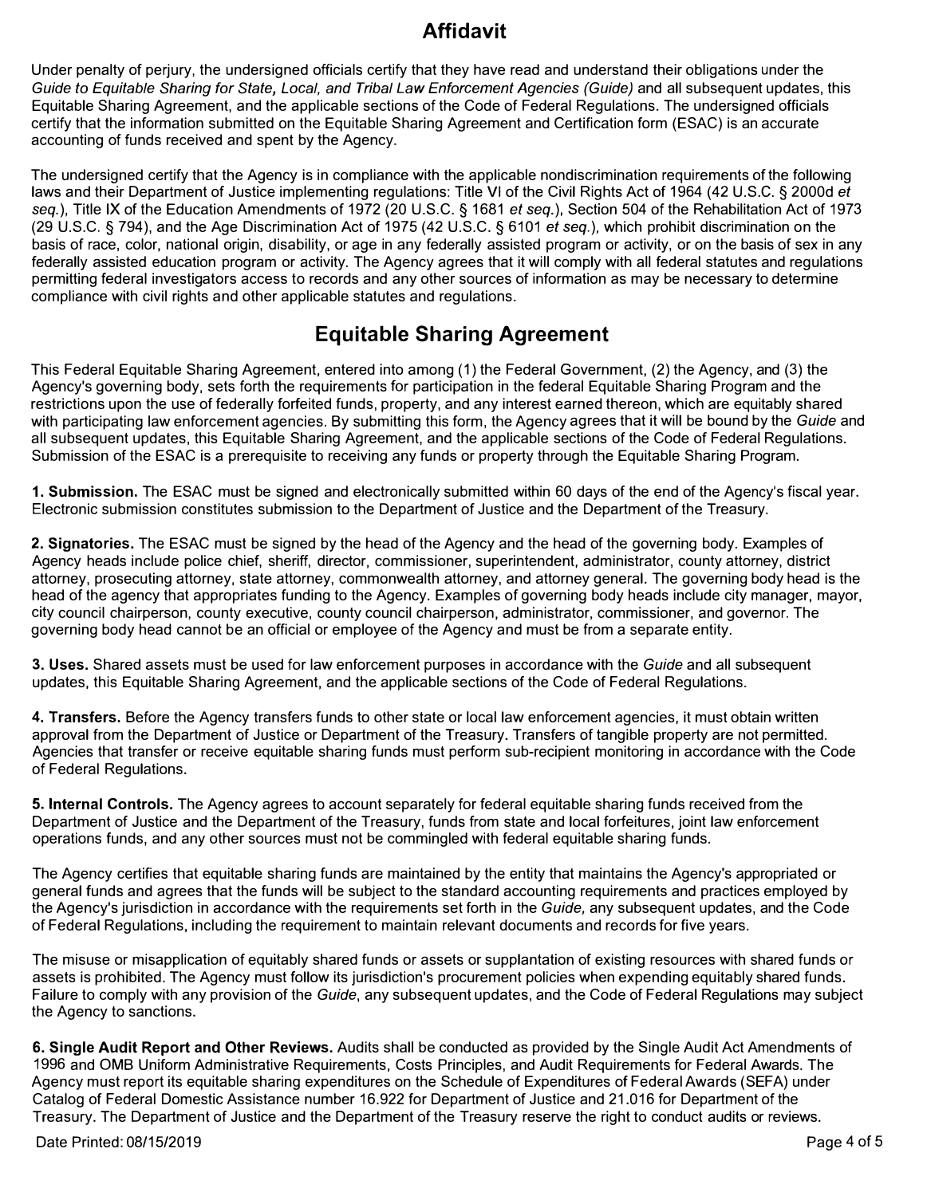## Affidavit

Under penalty of perjury, the undersigned officials certify that they have read and understand their obligations under the *Guide to Equitable Sharing for State, Local, and Tribal Law Enforcement Agencies (Guide)* and all subsequent updates, this Equitable Sharing Agreement, and the applicable sections of the Code of Federal Regulations. The undersigned officials certify that the information submitted on the Equitable Sharing Agreement and Certification form (ESAC) is an accurate accounting of funds received and spent by the Agency.

The undersigned certify that the Agency is in compliance with the applicable nondiscrimination requirements of the following laws and their Department of Justice implementing regulations: Title VI of the Civil Rights Act of 1964 (42 U.S.C. § 2000d *et seq.*), Title IX of the Education Amendments of 1972 (20 U.S.C. § 1681 *et seq.*), Section 504 of the Rehabilitation Act of 1973 (29 U.S.C. § 794), and the Age Discrimination Act of 1975 (42 U.S.C. § 6101 *et seq.*), which prohibit discrimination on the basis of race, color, national origin, disability, or age in any federally assisted program or activity, or on the basis of sex in any federally assisted education program or activity. The Agency agrees that it will comply with all federal statutes and regulations permitting federal investigators access to records and any other sources of information as may be necessary to determine compliance with civil rights and other applicable statutes and regulations.

## Equitable Sharing Agreement

This Federal Equitable Sharing Agreement, entered into among (1) the Federal Government, (2) the Agency, and (3) the Agency's governing body, sets forth the requirements for participation in the federal Equitable Sharing Program and the restrictions upon the use of federally forfeited funds, property, and any interest earned thereon, which are equitably shared with participating law enforcement agencies. By submitting this form, the Agency agrees that it will be bound by the *Guide* and all subsequent updates, this Equitable Sharing Agreement, and the applicable sections of the Code of Federal Regulations. Submission of the ESAC is a prerequisite to receiving any funds or property through the Equitable Sharing Program.

**1. Submission.** The ESAC must be signed and electronically submitted within 60 days of the end of the Agency's fiscal year. Electronic submission constitutes submission to the Department of Justice and the Department of the Treasury.

**2. Signatories.** The ESAC must be signed by the head of the Agency and the head of the governing body. Examples of Agency heads include police chief, sheriff, director, commissioner, superintendent, administrator, county attorney, district attorney, prosecuting attorney, state attorney, commonwealth attorney, and attorney general. The governing body head is the head of the agency that appropriates funding to the Agency. Examples of governing body heads include city manager, mayor, city council chairperson, county executive, county council chairperson, administrator, commissioner, and governor. The governing body head cannot be an official or employee of the Agency and must be from a separate entity.

**3. Uses.** Shared assets must be used for law enforcement purposes in accordance with the *Guide* and all subsequent updates, this Equitable Sharing Agreement, and the applicable sections of the Code of Federal Regulations.

**4. Transfers.** Before the Agency transfers funds to other state or local law enforcement agencies, it must obtain written approval from the Department of Justice or Department of the Treasury. Transfers of tangible property are not permitted. Agencies that transfer or receive equitable sharing funds must perform sub-recipient monitoring in accordance with the Code of Federal Regulations.

**5. Internal Controls.** The Agency agrees to account separately for federal equitable sharing funds received from the Department of Justice and the Department of the Treasury, funds from state and local forfeitures, joint law enforcement operations funds, and any other sources must not be commingled with federal equitable sharing funds.

The Agency certifies that equitable sharing funds are maintained by the entity that maintains the Agency's appropriated or general funds and agrees that the funds will be subject to the standard accounting requirements and practices employed by the Agency's jurisdiction in accordance with the requirements set forth in the *Guide,* any subsequent updates, and the Code of Federal Regulations, including the requirement to maintain relevant documents and records for five years.

The misuse or misapplication of equitably shared funds or assets or supplantation of existing resources with shared funds or assets is prohibited. The Agency must follow its jurisdiction's procurement policies when expending equitably shared funds. Failure to comply with any provision of the *Guide*, any subsequent updates, and the Code of Federal Regulations may subject the Agency to sanctions.

**6. Single Audit Report and Other Reviews.** Audits shall be conducted as provided by the Single Audit Act Amendments of 1996 and OMB Uniform Administrative Requirements, Costs Principles, and Audit Requirements for Federal Awards. The Agency must report its equitable sharing expenditures on the Schedule of Expenditures of Federal Awards (SEFA) under Catalog of Federal Domestic Assistance number 16.922 for Department of Justice and 21.016 for Department of the Treasury. The Department of Justice and the Department of the Treasury reserve the right to conduct audits or reviews.

Date Printed: 08/15/2019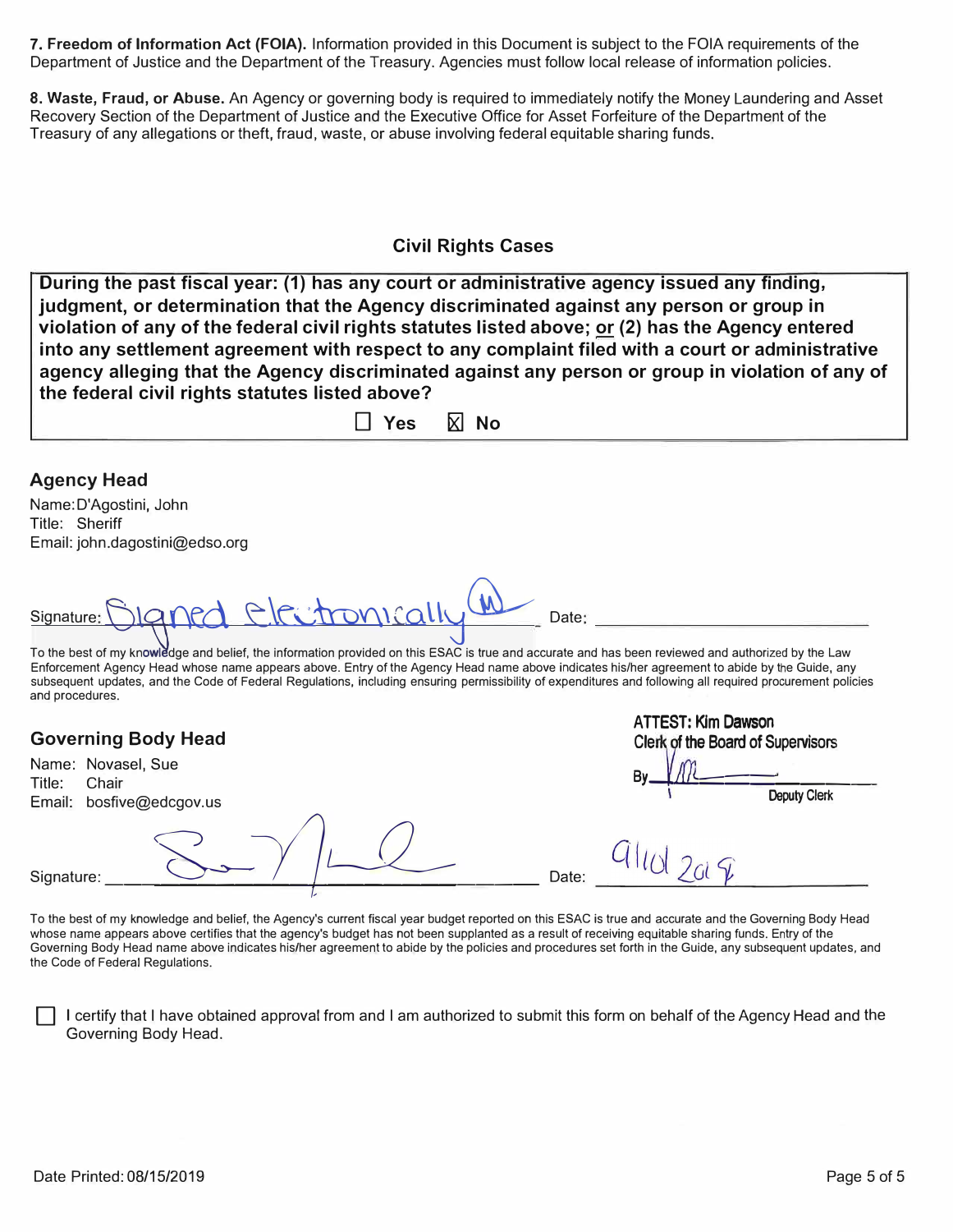**7. Freedom of Information Act (FOIA).** Information provided in this Document is subject to the FOIA requirements of the Department of Justice and the Department of the Treasury. Agencies must follow local release of information policies.

**8. Waste, Fraud, or Abuse.** An Agency or governing body is required to immediately notify the Money Laundering and Asset Recovery Section of the Department of Justice and the Executive Office for Asset Forfeiture of the Department of the Treasury of any allegations or theft, fraud, waste, or abuse involving federal equitable sharing funds.

## Civil Rights Cases

**During the past fiscal year: (1) has any court or administrative agency issued any finding, judgment, or determination that the Agency discriminated against any person or group in violation of any of the federal civil rights statutes listed above; or (2) has the Agency entered into any settlement agreement with respect to any complaint filed with a court or administrative agency alleging that the Agency discriminated against any person or group in violation of any of the federal civil rights statutes listed above?**

☐ **Yes** ☒ **No**

### Agency Head

Name: D'Agostini, John
Title: Sheriff
Email: john.dagostini@edso.org

Signature: Signed electronically (M) Date: ____________

To the best of my knowledge and belief, the information provided on this ESAC is true and accurate and has been reviewed and authorized by the Law Enforcement Agency Head whose name appears above. Entry of the Agency Head name above indicates his/her agreement to abide by the Guide, any subsequent updates, and the Code of Federal Regulations, including ensuring permissibility of expenditures and following all required procurement policies and procedures.

### Governing Body Head

Name: Novasel, Sue
Title: Chair
Email: bosfive@edcgov.us

ATTEST: Kim Dawson
Clerk of the Board of Supervisors
By [signature]
Deputy Clerk

Signature: [signature] Date: 9/10/2019

To the best of my knowledge and belief, the Agency's current fiscal year budget reported on this ESAC is true and accurate and the Governing Body Head whose name appears above certifies that the agency's budget has not been supplanted as a result of receiving equitable sharing funds. Entry of the Governing Body Head name above indicates his/her agreement to abide by the policies and procedures set forth in the Guide, any subsequent updates, and the Code of Federal Regulations.

☐ I certify that I have obtained approval from and I am authorized to submit this form on behalf of the Agency Head and the Governing Body Head.

Date Printed: 08/15/2019